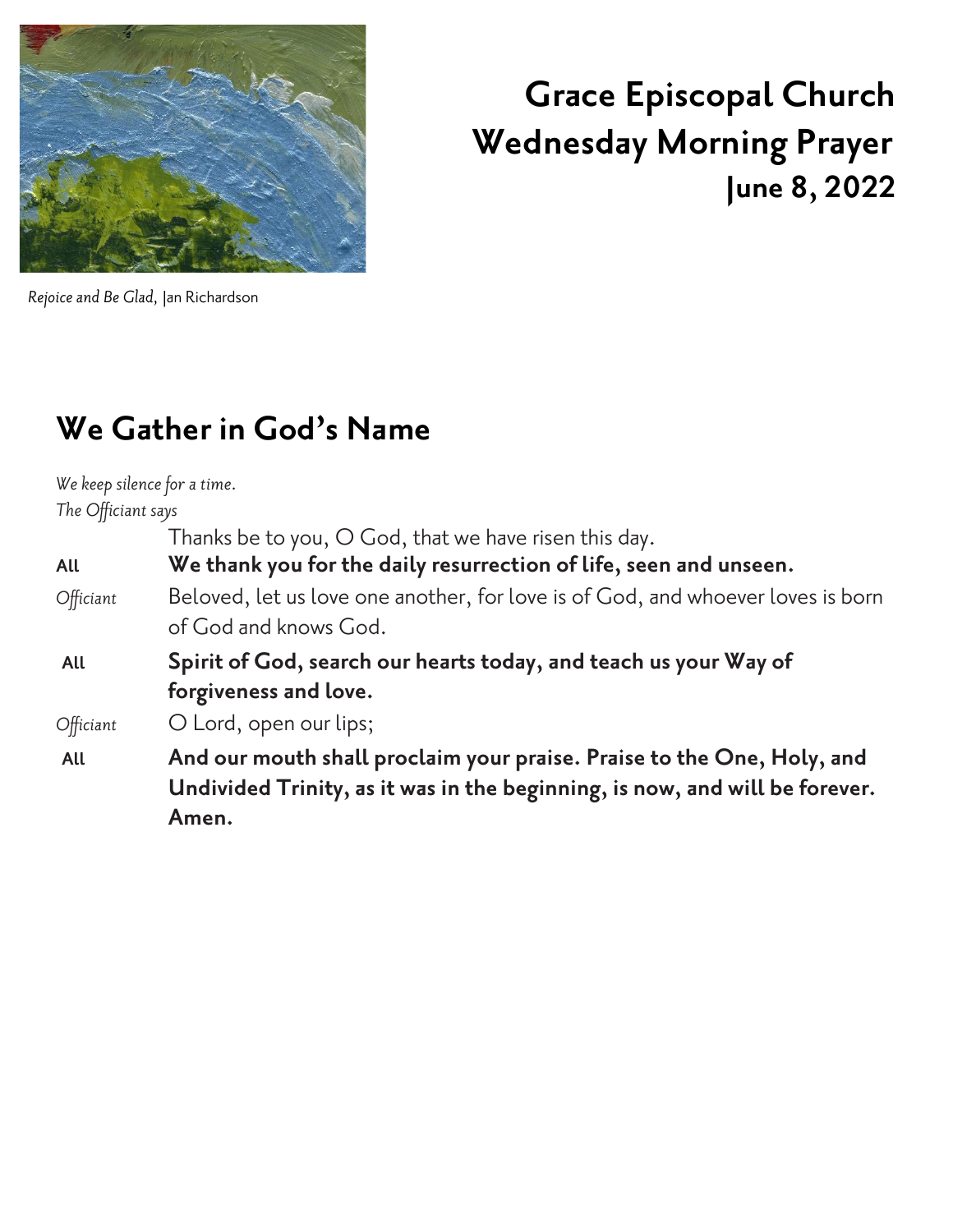*Rejoice and Be Glad,* Jan Richardson

# Grace Episcopal Church
# Wednesday Morning Prayer
## June 8, 2022

## We Gather in God's Name

*We keep silence for a time.*
*The Officiant says*

Thanks be to you, O God, that we have risen this day.

**All** **We thank you for the daily resurrection of life, seen and unseen.**

*Officiant* Beloved, let us love one another, for love is of God, and whoever loves is born of God and knows God.

**All** **Spirit of God, search our hearts today, and teach us your Way of forgiveness and love.**

*Officiant* O Lord, open our lips;

**All** **And our mouth shall proclaim your praise. Praise to the One, Holy, and Undivided Trinity, as it was in the beginning, is now, and will be forever. Amen.**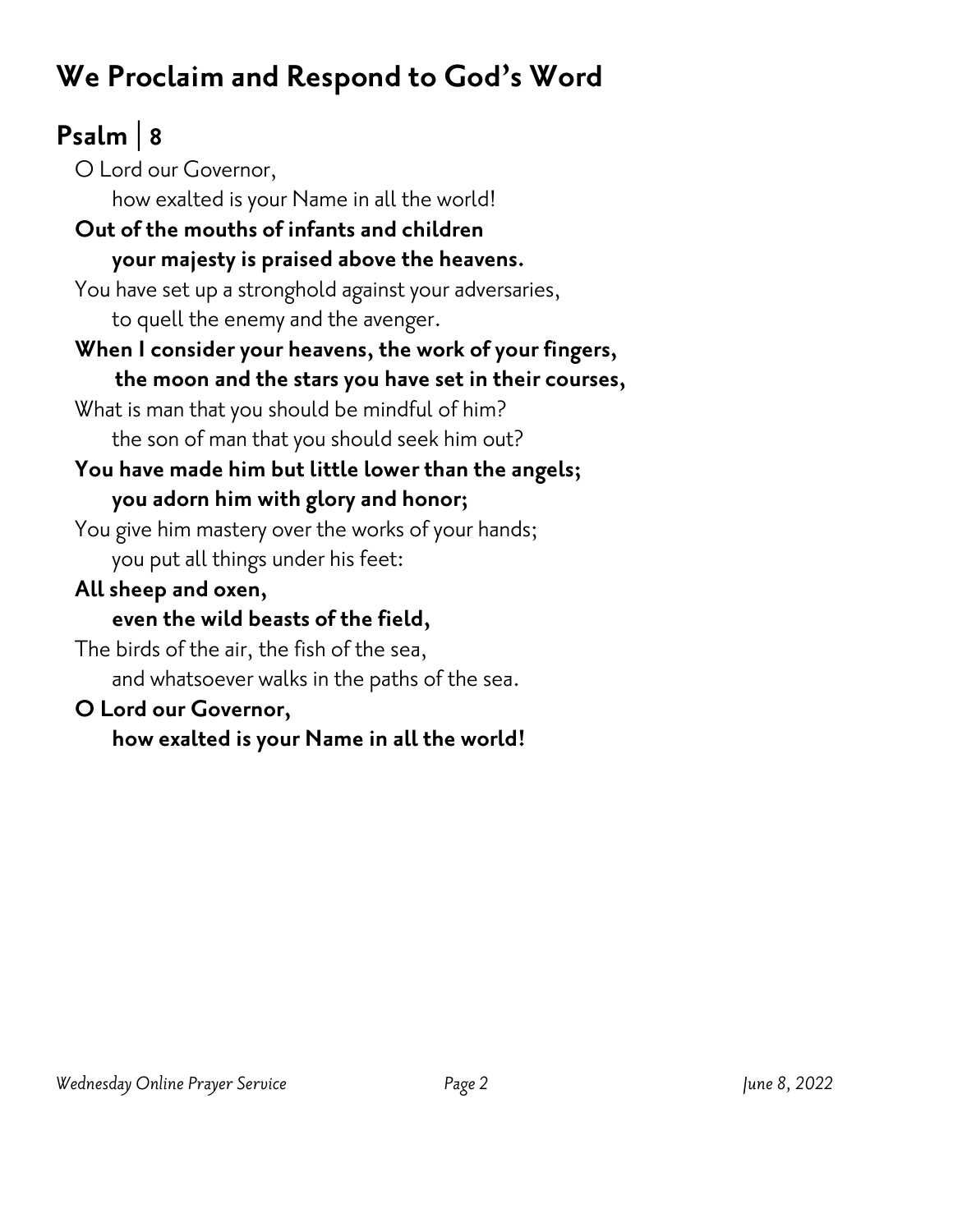## We Proclaim and Respond to God's Word

### Psalm | 8

O Lord our Governor,
how exalted is your Name in all the world!

**Out of the mouths of infants and children**
**your majesty is praised above the heavens.**

You have set up a stronghold against your adversaries,
to quell the enemy and the avenger.

**When I consider your heavens, the work of your fingers,**
**the moon and the stars you have set in their courses,**

What is man that you should be mindful of him?
the son of man that you should seek him out?

**You have made him but little lower than the angels;**
**you adorn him with glory and honor;**

You give him mastery over the works of your hands;
you put all things under his feet:

**All sheep and oxen,**
**even the wild beasts of the field,**

The birds of the air, the fish of the sea,
and whatsoever walks in the paths of the sea.

**O Lord our Governor,**
**how exalted is your Name in all the world!**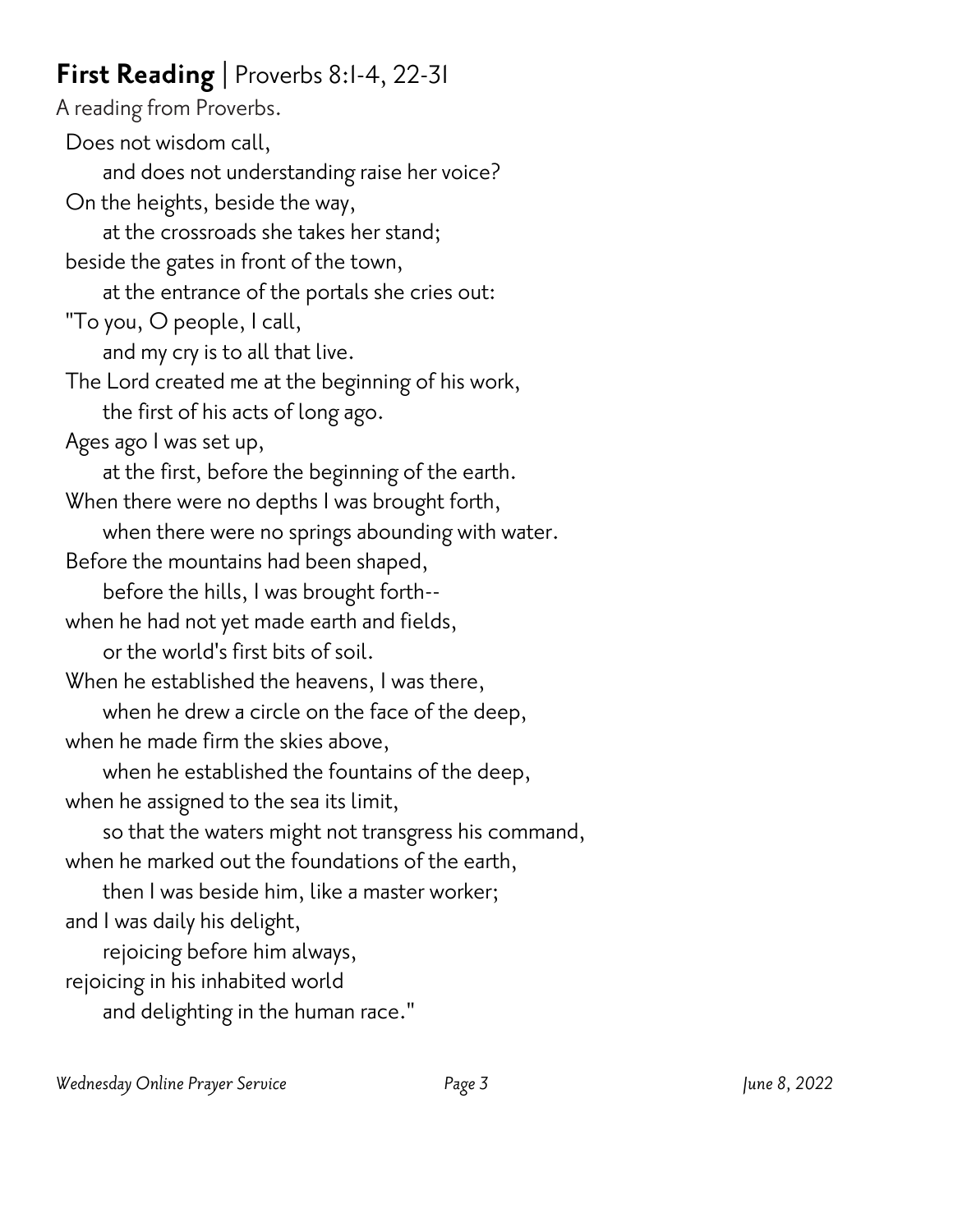## **First Reading** | Proverbs 8:1-4, 22-31

A reading from Proverbs.

Does not wisdom call,  
&nbsp;&nbsp;&nbsp;&nbsp;and does not understanding raise her voice?  
On the heights, beside the way,  
&nbsp;&nbsp;&nbsp;&nbsp;at the crossroads she takes her stand;  
beside the gates in front of the town,  
&nbsp;&nbsp;&nbsp;&nbsp;at the entrance of the portals she cries out:  
"To you, O people, I call,  
&nbsp;&nbsp;&nbsp;&nbsp;and my cry is to all that live.  
The Lord created me at the beginning of his work,  
&nbsp;&nbsp;&nbsp;&nbsp;the first of his acts of long ago.  
Ages ago I was set up,  
&nbsp;&nbsp;&nbsp;&nbsp;at the first, before the beginning of the earth.  
When there were no depths I was brought forth,  
&nbsp;&nbsp;&nbsp;&nbsp;when there were no springs abounding with water.  
Before the mountains had been shaped,  
&nbsp;&nbsp;&nbsp;&nbsp;before the hills, I was brought forth--  
when he had not yet made earth and fields,  
&nbsp;&nbsp;&nbsp;&nbsp;or the world's first bits of soil.  
When he established the heavens, I was there,  
&nbsp;&nbsp;&nbsp;&nbsp;when he drew a circle on the face of the deep,  
when he made firm the skies above,  
&nbsp;&nbsp;&nbsp;&nbsp;when he established the fountains of the deep,  
when he assigned to the sea its limit,  
&nbsp;&nbsp;&nbsp;&nbsp;so that the waters might not transgress his command,  
when he marked out the foundations of the earth,  
&nbsp;&nbsp;&nbsp;&nbsp;then I was beside him, like a master worker;  
and I was daily his delight,  
&nbsp;&nbsp;&nbsp;&nbsp;rejoicing before him always,  
rejoicing in his inhabited world  
&nbsp;&nbsp;&nbsp;&nbsp;and delighting in the human race."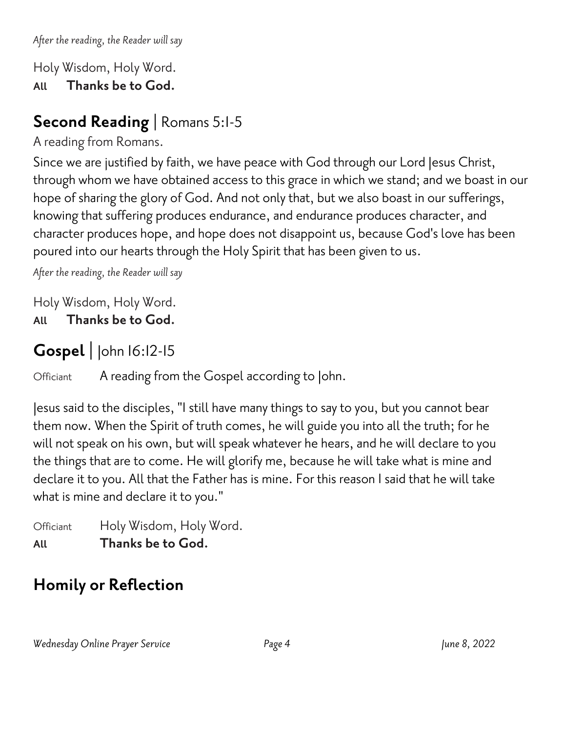*After the reading, the Reader will say*

Holy Wisdom, Holy Word.
**All Thanks be to God.**

## **Second Reading** | Romans 5:1-5

A reading from Romans.

Since we are justified by faith, we have peace with God through our Lord Jesus Christ, through whom we have obtained access to this grace in which we stand; and we boast in our hope of sharing the glory of God. And not only that, but we also boast in our sufferings, knowing that suffering produces endurance, and endurance produces character, and character produces hope, and hope does not disappoint us, because God's love has been poured into our hearts through the Holy Spirit that has been given to us.

*After the reading, the Reader will say*

Holy Wisdom, Holy Word.
**All Thanks be to God.**

## **Gospel** | John 16:12-15

Officiant A reading from the Gospel according to John.

Jesus said to the disciples, "I still have many things to say to you, but you cannot bear them now. When the Spirit of truth comes, he will guide you into all the truth; for he will not speak on his own, but will speak whatever he hears, and he will declare to you the things that are to come. He will glorify me, because he will take what is mine and declare it to you. All that the Father has is mine. For this reason I said that he will take what is mine and declare it to you."

Officiant Holy Wisdom, Holy Word.
**All Thanks be to God.**

## **Homily or Reflection**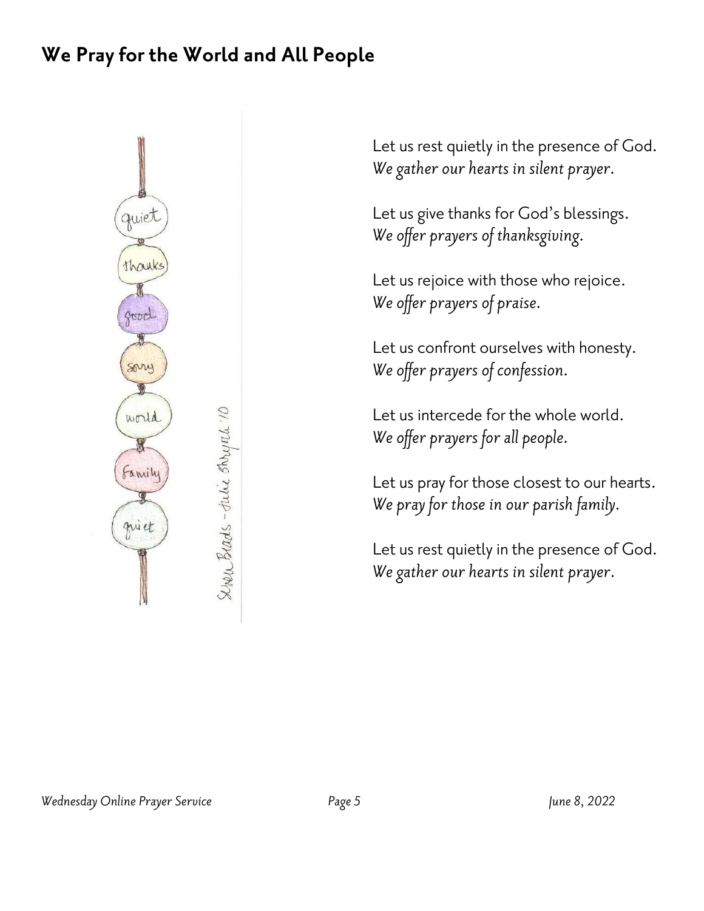## We Pray for the World and All People

Let us rest quietly in the presence of God.
*We gather our hearts in silent prayer.*

Let us give thanks for God's blessings.
*We offer prayers of thanksgiving.*

Let us rejoice with those who rejoice.
*We offer prayers of praise.*

Let us confront ourselves with honesty.
*We offer prayers of confession.*

Let us intercede for the whole world.
*We offer prayers for all people.*

Let us pray for those closest to our hearts.
*We pray for those in our parish family.*

Let us rest quietly in the presence of God.
*We gather our hearts in silent prayer.*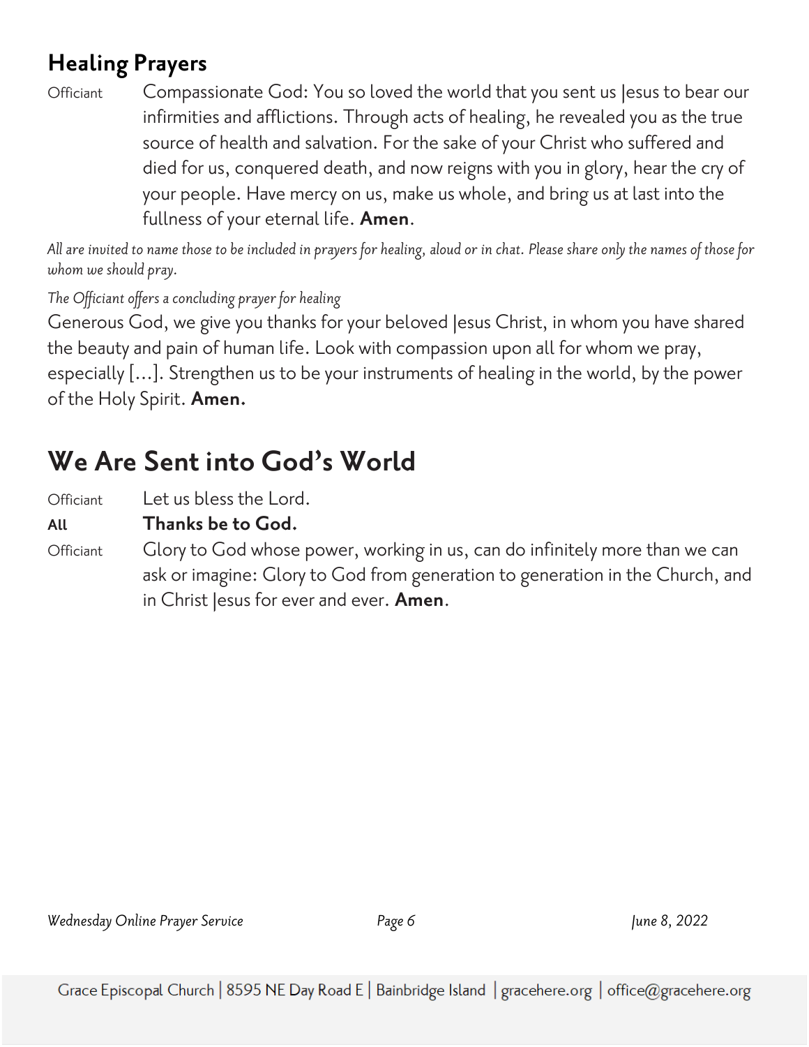## Healing Prayers

Officiant Compassionate God: You so loved the world that you sent us Jesus to bear our infirmities and afflictions. Through acts of healing, he revealed you as the true source of health and salvation. For the sake of your Christ who suffered and died for us, conquered death, and now reigns with you in glory, hear the cry of your people. Have mercy on us, make us whole, and bring us at last into the fullness of your eternal life. **Amen**.

*All are invited to name those to be included in prayers for healing, aloud or in chat. Please share only the names of those for whom we should pray.*

*The Officiant offers a concluding prayer for healing*

Generous God, we give you thanks for your beloved Jesus Christ, in whom you have shared the beauty and pain of human life. Look with compassion upon all for whom we pray, especially [...]. Strengthen us to be your instruments of healing in the world, by the power of the Holy Spirit. **Amen.**

# We Are Sent into God's World

Officiant Let us bless the Lord.

**All** **Thanks be to God.**

Officiant Glory to God whose power, working in us, can do infinitely more than we can ask or imagine: Glory to God from generation to generation in the Church, and in Christ Jesus for ever and ever. **Amen**.